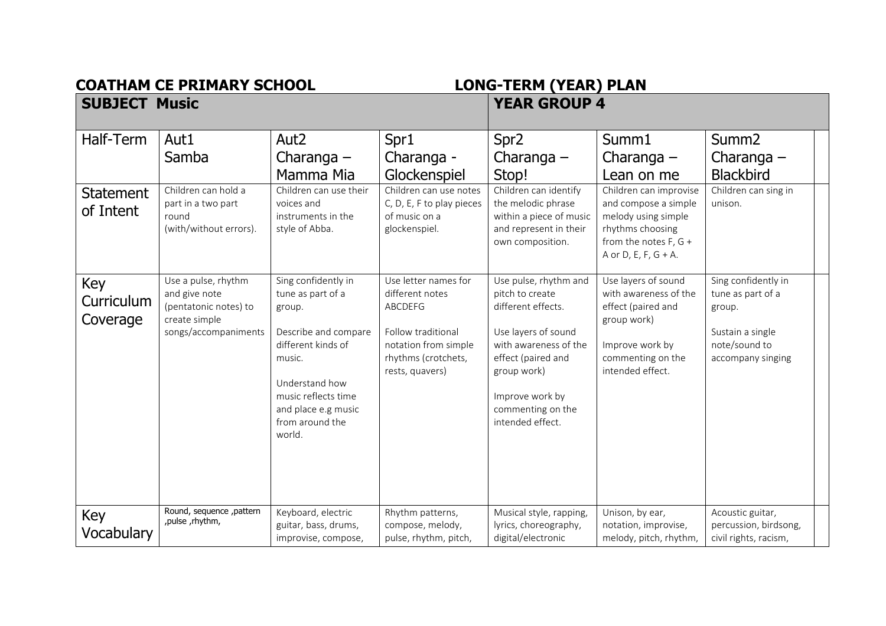**COATHAM CE PRIMARY SCHOOL** **LONG-TERM (YEAR) PLAN**

| **SUBJECT Music** | | | | **YEAR GROUP 4** | | | |
|---|---|---|---|---|---|---|---|
| Half-Term | Aut1 Samba | Aut2 Charanga – Mamma Mia | Spr1 Charanga - Glockenspiel | Spr2 Charanga – Stop! | Summ1 Charanga – Lean on me | Summ2 Charanga – Blackbird | |
| Statement of Intent | Children can hold a part in a two part round (with/without errors). | Children can use their voices and instruments in the style of Abba. | Children can use notes C, D, E, F to play pieces of music on a glockenspiel. | Children can identify the melodic phrase within a piece of music and represent in their own composition. | Children can improvise and compose a simple melody using simple rhythms choosing from the notes F, G + A or D, E, F, G + A. | Children can sing in unison. | |
| Key Curriculum Coverage | Use a pulse, rhythm and give note (pentatonic notes) to create simple songs/accompaniments | Sing confidently in tune as part of a group.<br><br>Describe and compare different kinds of music.<br><br>Understand how music reflects time and place e.g music from around the world. | Use letter names for different notes ABCDEFG<br><br>Follow traditional notation from simple rhythms (crotchets, rests, quavers) | Use pulse, rhythm and pitch to create different effects.<br><br>Use layers of sound with awareness of the effect (paired and group work)<br><br>Improve work by commenting on the intended effect. | Use layers of sound with awareness of the effect (paired and group work)<br><br>Improve work by commenting on the intended effect. | Sing confidently in tune as part of a group.<br><br>Sustain a single note/sound to accompany singing | |
| Key Vocabulary | Round, sequence ,pattern ,pulse ,rhythm, | Keyboard, electric guitar, bass, drums, improvise, compose, | Rhythm patterns, compose, melody, pulse, rhythm, pitch, | Musical style, rapping, lyrics, choreography, digital/electronic | Unison, by ear, notation, improvise, melody, pitch, rhythm, | Acoustic guitar, percussion, birdsong, civil rights, racism, | |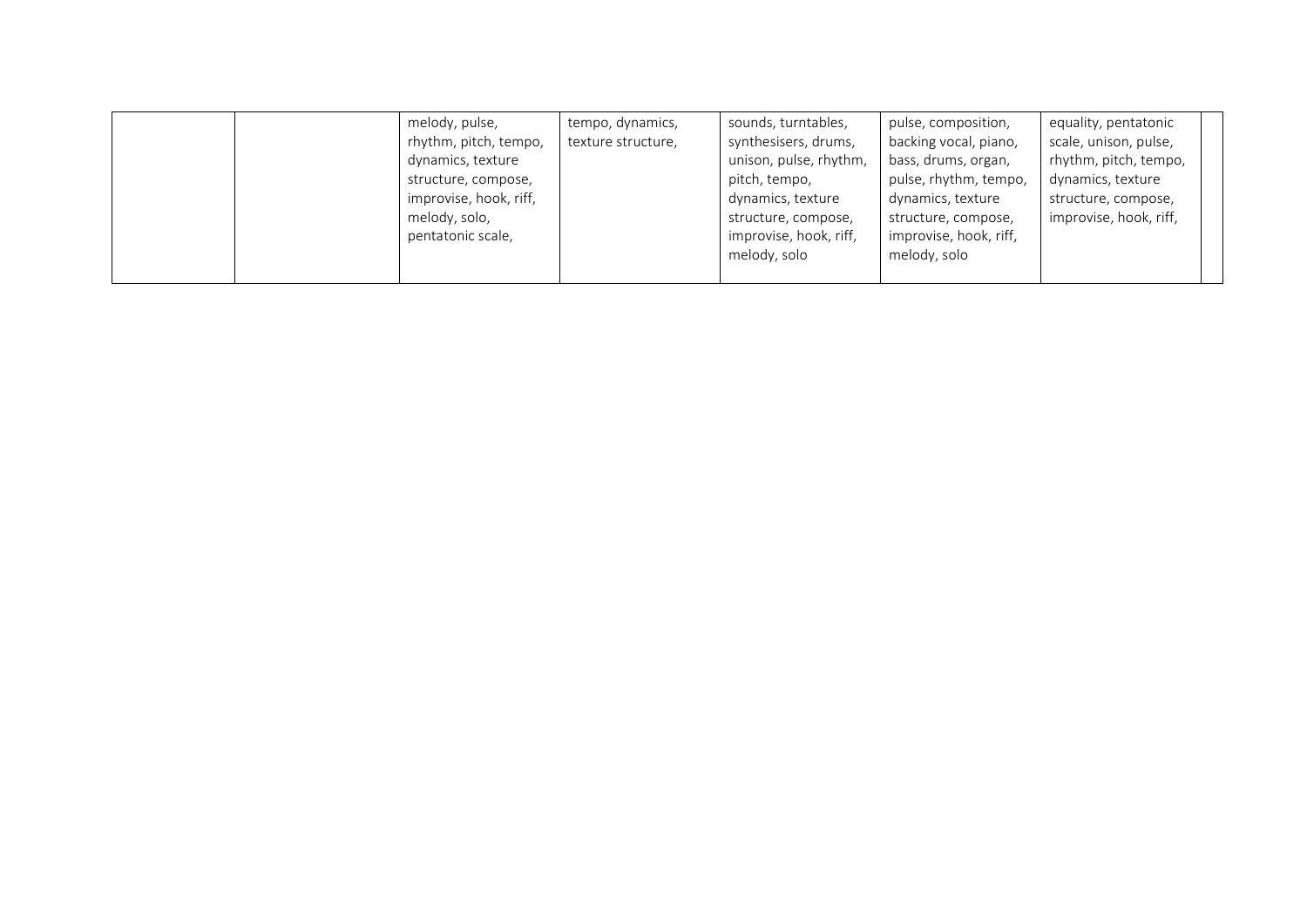| | | | | | | | |
|---|---|---|---|---|---|---|---|
| | | melody, pulse, rhythm, pitch, tempo, dynamics, texture structure, compose, improvise, hook, riff, melody, solo, pentatonic scale, | tempo, dynamics, texture structure, | sounds, turntables, synthesisers, drums, unison, pulse, rhythm, pitch, tempo, dynamics, texture structure, compose, improvise, hook, riff, melody, solo | pulse, composition, backing vocal, piano, bass, drums, organ, pulse, rhythm, tempo, dynamics, texture structure, compose, improvise, hook, riff, melody, solo | equality, pentatonic scale, unison, pulse, rhythm, pitch, tempo, dynamics, texture structure, compose, improvise, hook, riff, | |